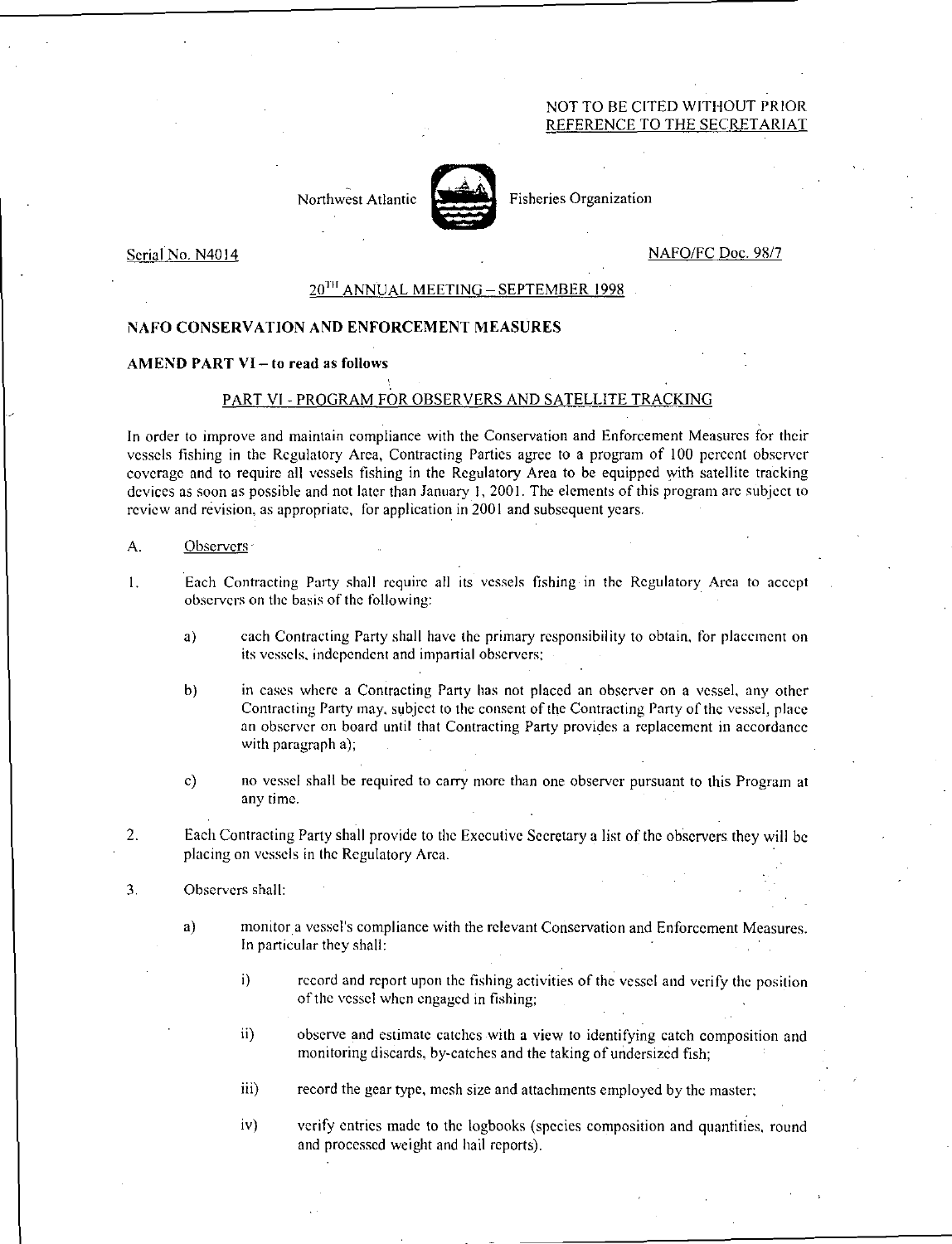NOT TO BE CITED WITHOUT PRIOR REFERENCE TO THE SECRETARIAT

Northwest Atlantic Fisheries Organization

Serial No. N4014

NAFO/FC Doc. 98/7

20[TH] ANNUAL MEETING – SEPTEMBER 1998

**NAFO CONSERVATION AND ENFORCEMENT MEASURES**

**AMEND PART VI – to read as follows**

PART VI - PROGRAM FOR OBSERVERS AND SATELLITE TRACKING

In order to improve and maintain compliance with the Conservation and Enforcement Measures for their vessels fishing in the Regulatory Area, Contracting Parties agree to a program of 100 percent observer coverage and to require all vessels fishing in the Regulatory Area to be equipped with satellite tracking devices as soon as possible and not later than January 1, 2001. The elements of this program are subject to review and revision, as appropriate, for application in 2001 and subsequent years.

A. Observers

1. Each Contracting Party shall require all its vessels fishing in the Regulatory Area to accept observers on the basis of the following:

   a) each Contracting Party shall have the primary responsibility to obtain, for placement on its vessels, independent and impartial observers;

   b) in cases where a Contracting Party has not placed an observer on a vessel, any other Contracting Party may, subject to the consent of the Contracting Party of the vessel, place an observer on board until that Contracting Party provides a replacement in accordance with paragraph a);

   c) no vessel shall be required to carry more than one observer pursuant to this Program at any time.

2. Each Contracting Party shall provide to the Executive Secretary a list of the observers they will be placing on vessels in the Regulatory Area.

3. Observers shall:

   a) monitor a vessel's compliance with the relevant Conservation and Enforcement Measures. In particular they shall:

      i) record and report upon the fishing activities of the vessel and verify the position of the vessel when engaged in fishing;

      ii) observe and estimate catches with a view to identifying catch composition and monitoring discards, by-catches and the taking of undersized fish;

      iii) record the gear type, mesh size and attachments employed by the master;

      iv) verify entries made to the logbooks (species composition and quantities, round and processed weight and hail reports).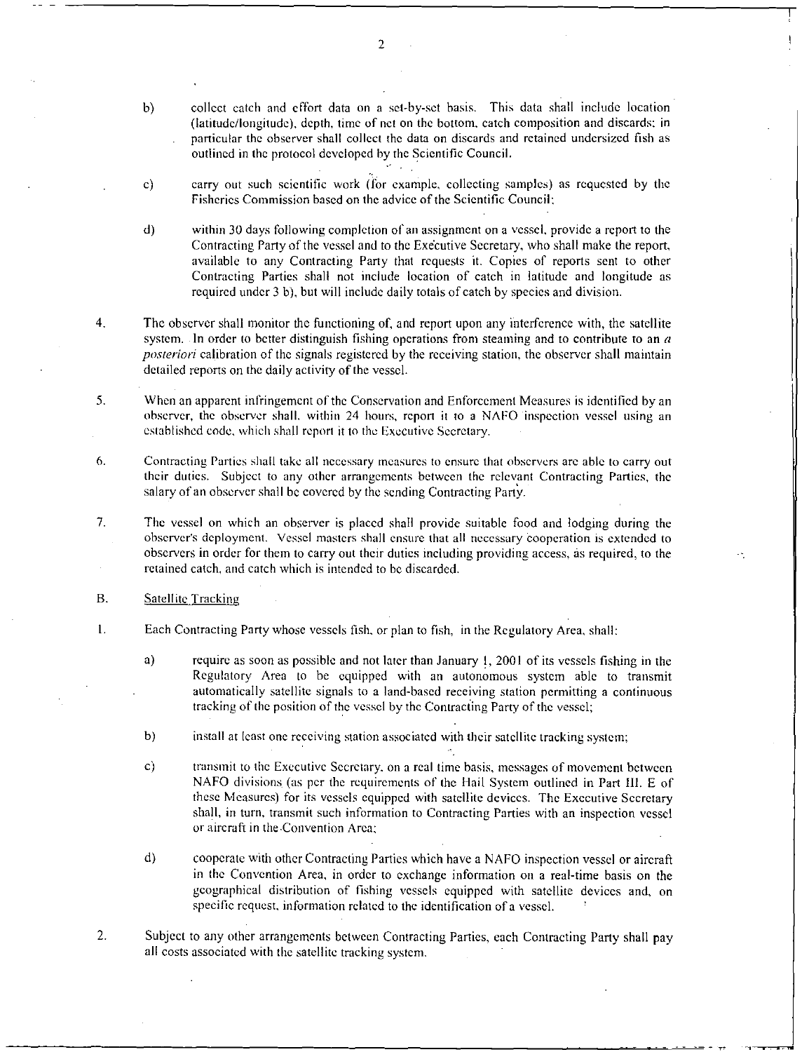b) collect catch and effort data on a set-by-set basis. This data shall include location (latitude/longitude), depth, time of net on the bottom, catch composition and discards; in particular the observer shall collect the data on discards and retained undersized fish as outlined in the protocol developed by the Scientific Council.

c) carry out such scientific work (for example, collecting samples) as requested by the Fisheries Commission based on the advice of the Scientific Council;

d) within 30 days following completion of an assignment on a vessel, provide a report to the Contracting Party of the vessel and to the Executive Secretary, who shall make the report, available to any Contracting Party that requests it. Copies of reports sent to other Contracting Parties shall not include location of catch in latitude and longitude as required under 3 b), but will include daily totals of catch by species and division.

4. The observer shall monitor the functioning of, and report upon any interference with, the satellite system. In order to better distinguish fishing operations from steaming and to contribute to an *a posteriori* calibration of the signals registered by the receiving station, the observer shall maintain detailed reports on the daily activity of the vessel.

5. When an apparent infringement of the Conservation and Enforcement Measures is identified by an observer, the observer shall, within 24 hours, report it to a NAFO inspection vessel using an established code, which shall report it to the Executive Secretary.

6. Contracting Parties shall take all necessary measures to ensure that observers are able to carry out their duties. Subject to any other arrangements between the relevant Contracting Parties, the salary of an observer shall be covered by the sending Contracting Party.

7. The vessel on which an observer is placed shall provide suitable food and lodging during the observer's deployment. Vessel masters shall ensure that all necessary cooperation is extended to observers in order for them to carry out their duties including providing access, as required, to the retained catch, and catch which is intended to be discarded.

B. Satellite Tracking

1. Each Contracting Party whose vessels fish, or plan to fish, in the Regulatory Area, shall:

a) require as soon as possible and not later than January 1, 2001 of its vessels fishing in the Regulatory Area to be equipped with an autonomous system able to transmit automatically satellite signals to a land-based receiving station permitting a continuous tracking of the position of the vessel by the Contracting Party of the vessel;

b) install at least one receiving station associated with their satellite tracking system;

c) transmit to the Executive Secretary, on a real time basis, messages of movement between NAFO divisions (as per the requirements of the Hail System outlined in Part III. E of these Measures) for its vessels equipped with satellite devices. The Executive Secretary shall, in turn, transmit such information to Contracting Parties with an inspection vessel or aircraft in the Convention Area;

d) cooperate with other Contracting Parties which have a NAFO inspection vessel or aircraft in the Convention Area, in order to exchange information on a real-time basis on the geographical distribution of fishing vessels equipped with satellite devices and, on specific request, information related to the identification of a vessel.

2. Subject to any other arrangements between Contracting Parties, each Contracting Party shall pay all costs associated with the satellite tracking system.